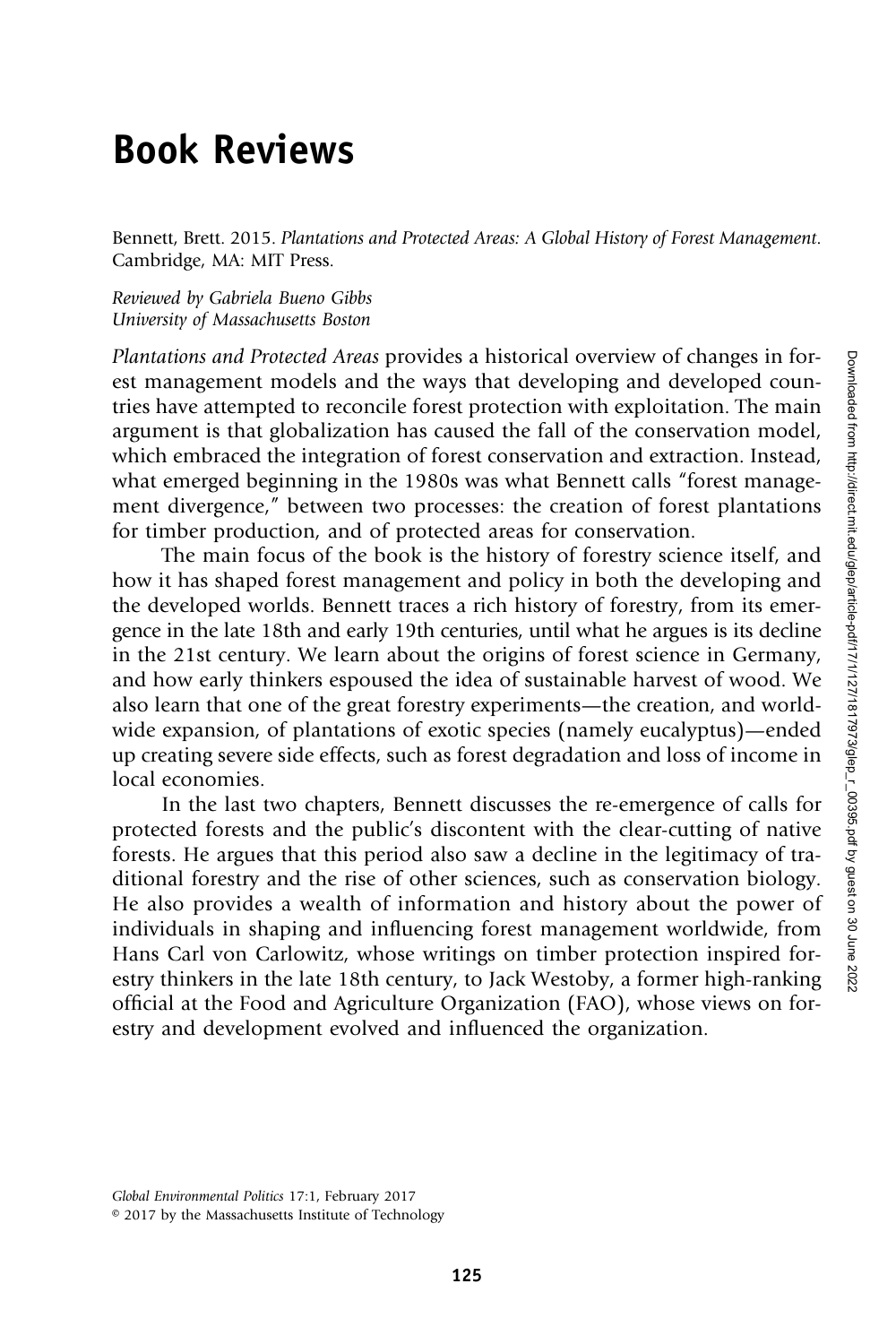# Book Reviews

Bennett, Brett. 2015. *Plantations and Protected Areas: A Global History of Forest Management*. Cambridge, MA: MIT Press.

*Reviewed by Gabriela Bueno Gibbs*
*University of Massachusetts Boston*

*Plantations and Protected Areas* provides a historical overview of changes in forest management models and the ways that developing and developed countries have attempted to reconcile forest protection with exploitation. The main argument is that globalization has caused the fall of the conservation model, which embraced the integration of forest conservation and extraction. Instead, what emerged beginning in the 1980s was what Bennett calls "forest management divergence," between two processes: the creation of forest plantations for timber production, and of protected areas for conservation.

The main focus of the book is the history of forestry science itself, and how it has shaped forest management and policy in both the developing and the developed worlds. Bennett traces a rich history of forestry, from its emergence in the late 18th and early 19th centuries, until what he argues is its decline in the 21st century. We learn about the origins of forest science in Germany, and how early thinkers espoused the idea of sustainable harvest of wood. We also learn that one of the great forestry experiments—the creation, and worldwide expansion, of plantations of exotic species (namely eucalyptus)—ended up creating severe side effects, such as forest degradation and loss of income in local economies.

In the last two chapters, Bennett discusses the re-emergence of calls for protected forests and the public's discontent with the clear-cutting of native forests. He argues that this period also saw a decline in the legitimacy of traditional forestry and the rise of other sciences, such as conservation biology. He also provides a wealth of information and history about the power of individuals in shaping and influencing forest management worldwide, from Hans Carl von Carlowitz, whose writings on timber protection inspired forestry thinkers in the late 18th century, to Jack Westoby, a former high-ranking official at the Food and Agriculture Organization (FAO), whose views on forestry and development evolved and influenced the organization.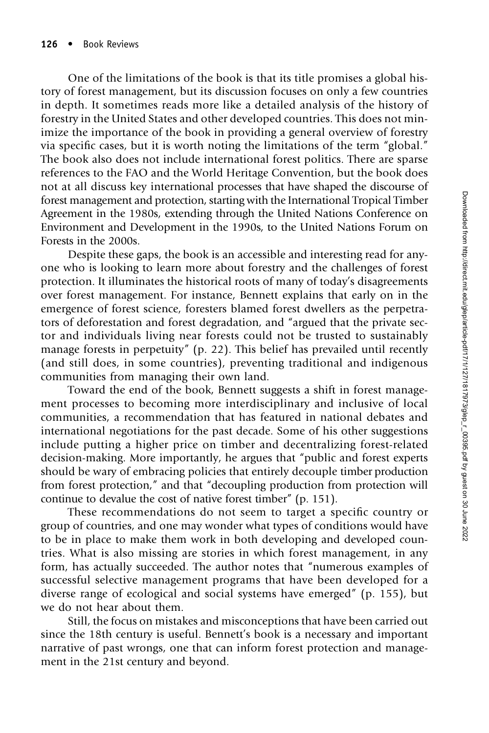One of the limitations of the book is that its title promises a global history of forest management, but its discussion focuses on only a few countries in depth. It sometimes reads more like a detailed analysis of the history of forestry in the United States and other developed countries. This does not minimize the importance of the book in providing a general overview of forestry via specific cases, but it is worth noting the limitations of the term "global." The book also does not include international forest politics. There are sparse references to the FAO and the World Heritage Convention, but the book does not at all discuss key international processes that have shaped the discourse of forest management and protection, starting with the International Tropical Timber Agreement in the 1980s, extending through the United Nations Conference on Environment and Development in the 1990s, to the United Nations Forum on Forests in the 2000s.

Despite these gaps, the book is an accessible and interesting read for anyone who is looking to learn more about forestry and the challenges of forest protection. It illuminates the historical roots of many of today's disagreements over forest management. For instance, Bennett explains that early on in the emergence of forest science, foresters blamed forest dwellers as the perpetrators of deforestation and forest degradation, and "argued that the private sector and individuals living near forests could not be trusted to sustainably manage forests in perpetuity" (p. 22). This belief has prevailed until recently (and still does, in some countries), preventing traditional and indigenous communities from managing their own land.

Toward the end of the book, Bennett suggests a shift in forest management processes to becoming more interdisciplinary and inclusive of local communities, a recommendation that has featured in national debates and international negotiations for the past decade. Some of his other suggestions include putting a higher price on timber and decentralizing forest-related decision-making. More importantly, he argues that "public and forest experts should be wary of embracing policies that entirely decouple timber production from forest protection," and that "decoupling production from protection will continue to devalue the cost of native forest timber" (p. 151).

These recommendations do not seem to target a specific country or group of countries, and one may wonder what types of conditions would have to be in place to make them work in both developing and developed countries. What is also missing are stories in which forest management, in any form, has actually succeeded. The author notes that "numerous examples of successful selective management programs that have been developed for a diverse range of ecological and social systems have emerged" (p. 155), but we do not hear about them.

Still, the focus on mistakes and misconceptions that have been carried out since the 18th century is useful. Bennett's book is a necessary and important narrative of past wrongs, one that can inform forest protection and management in the 21st century and beyond.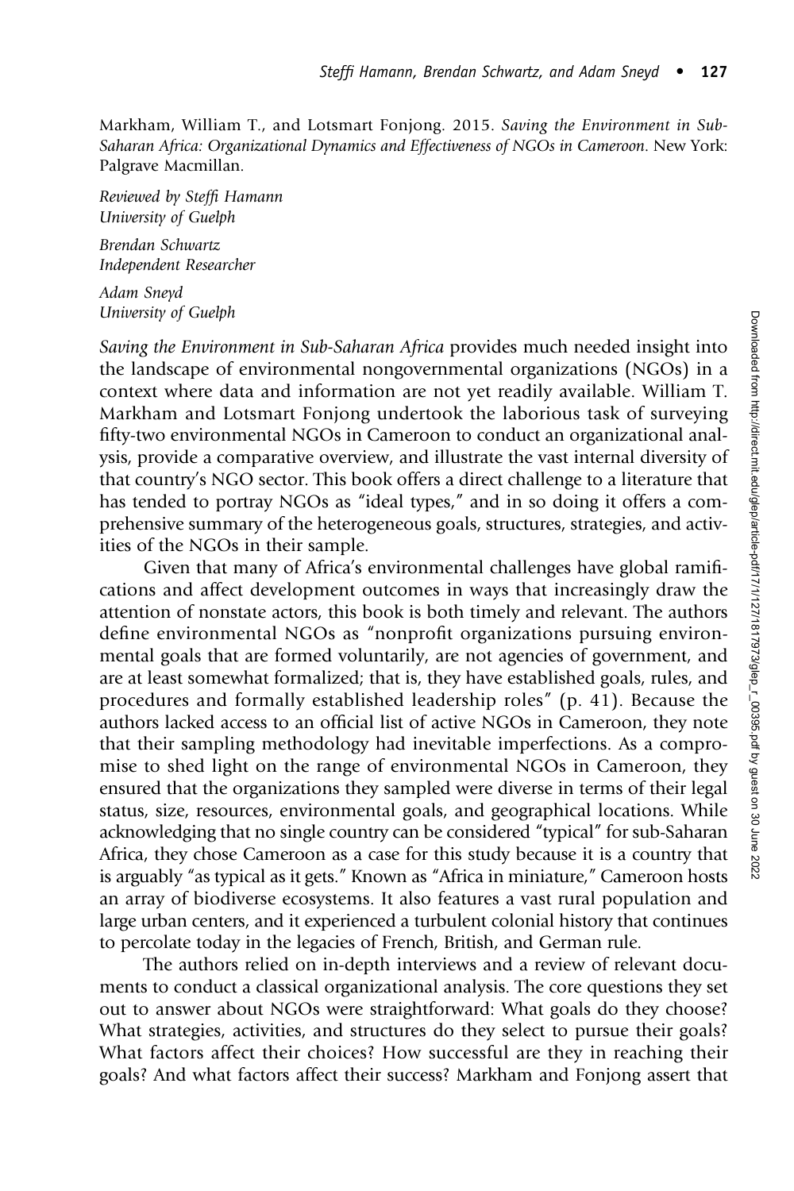Markham, William T., and Lotsmart Fonjong. 2015. *Saving the Environment in Sub-Saharan Africa: Organizational Dynamics and Effectiveness of NGOs in Cameroon*. New York: Palgrave Macmillan.

*Reviewed by Steffi Hamann*
*University of Guelph*

*Brendan Schwartz*
*Independent Researcher*

*Adam Sneyd*
*University of Guelph*

*Saving the Environment in Sub-Saharan Africa* provides much needed insight into the landscape of environmental nongovernmental organizations (NGOs) in a context where data and information are not yet readily available. William T. Markham and Lotsmart Fonjong undertook the laborious task of surveying fifty-two environmental NGOs in Cameroon to conduct an organizational analysis, provide a comparative overview, and illustrate the vast internal diversity of that country's NGO sector. This book offers a direct challenge to a literature that has tended to portray NGOs as "ideal types," and in so doing it offers a comprehensive summary of the heterogeneous goals, structures, strategies, and activities of the NGOs in their sample.

Given that many of Africa's environmental challenges have global ramifications and affect development outcomes in ways that increasingly draw the attention of nonstate actors, this book is both timely and relevant. The authors define environmental NGOs as "nonprofit organizations pursuing environmental goals that are formed voluntarily, are not agencies of government, and are at least somewhat formalized; that is, they have established goals, rules, and procedures and formally established leadership roles" (p. 41). Because the authors lacked access to an official list of active NGOs in Cameroon, they note that their sampling methodology had inevitable imperfections. As a compromise to shed light on the range of environmental NGOs in Cameroon, they ensured that the organizations they sampled were diverse in terms of their legal status, size, resources, environmental goals, and geographical locations. While acknowledging that no single country can be considered "typical" for sub-Saharan Africa, they chose Cameroon as a case for this study because it is a country that is arguably "as typical as it gets." Known as "Africa in miniature," Cameroon hosts an array of biodiverse ecosystems. It also features a vast rural population and large urban centers, and it experienced a turbulent colonial history that continues to percolate today in the legacies of French, British, and German rule.

The authors relied on in-depth interviews and a review of relevant documents to conduct a classical organizational analysis. The core questions they set out to answer about NGOs were straightforward: What goals do they choose? What strategies, activities, and structures do they select to pursue their goals? What factors affect their choices? How successful are they in reaching their goals? And what factors affect their success? Markham and Fonjong assert that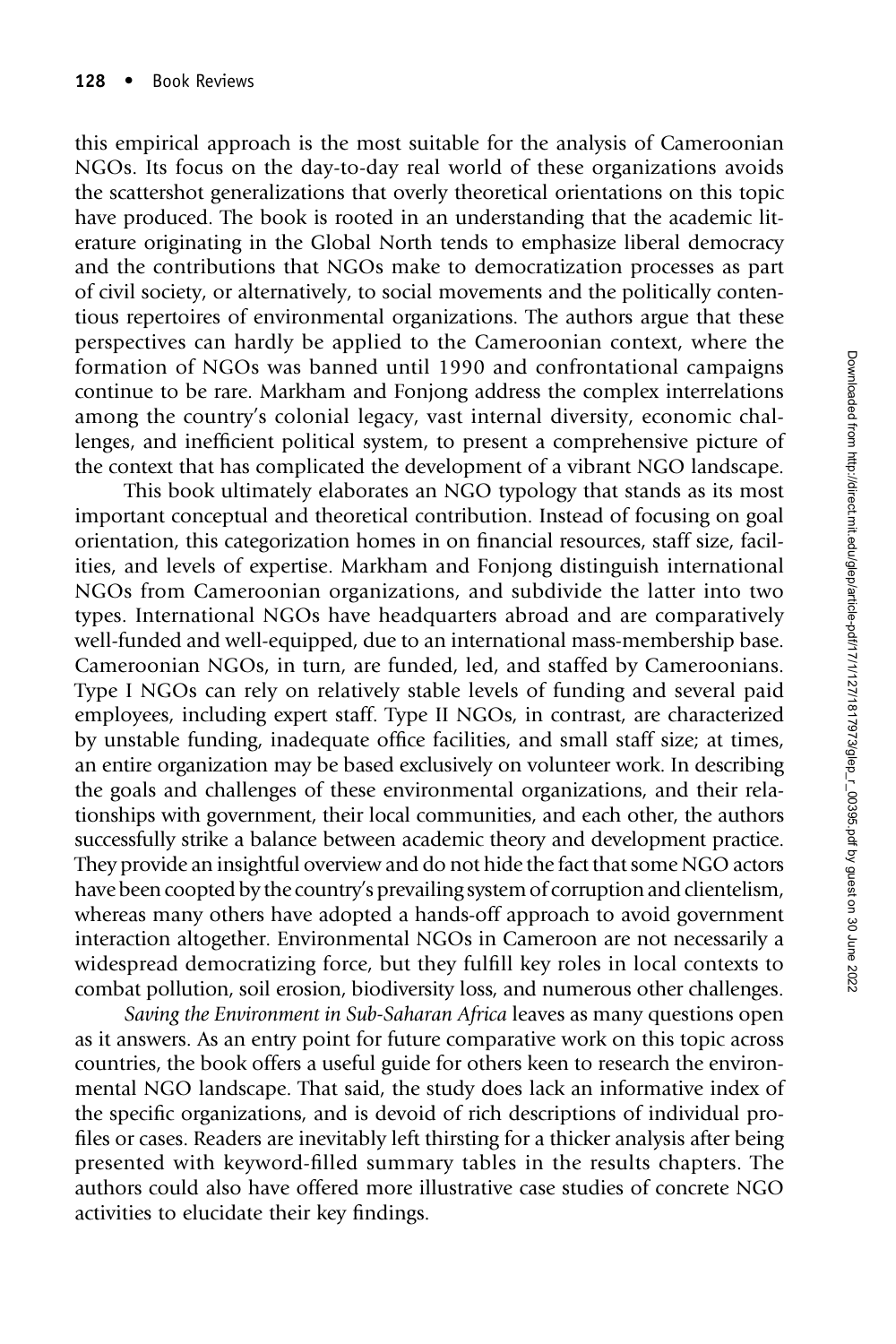this empirical approach is the most suitable for the analysis of Cameroonian NGOs. Its focus on the day-to-day real world of these organizations avoids the scattershot generalizations that overly theoretical orientations on this topic have produced. The book is rooted in an understanding that the academic literature originating in the Global North tends to emphasize liberal democracy and the contributions that NGOs make to democratization processes as part of civil society, or alternatively, to social movements and the politically contentious repertoires of environmental organizations. The authors argue that these perspectives can hardly be applied to the Cameroonian context, where the formation of NGOs was banned until 1990 and confrontational campaigns continue to be rare. Markham and Fonjong address the complex interrelations among the country's colonial legacy, vast internal diversity, economic challenges, and inefficient political system, to present a comprehensive picture of the context that has complicated the development of a vibrant NGO landscape.

This book ultimately elaborates an NGO typology that stands as its most important conceptual and theoretical contribution. Instead of focusing on goal orientation, this categorization homes in on financial resources, staff size, facilities, and levels of expertise. Markham and Fonjong distinguish international NGOs from Cameroonian organizations, and subdivide the latter into two types. International NGOs have headquarters abroad and are comparatively well-funded and well-equipped, due to an international mass-membership base. Cameroonian NGOs, in turn, are funded, led, and staffed by Cameroonians. Type I NGOs can rely on relatively stable levels of funding and several paid employees, including expert staff. Type II NGOs, in contrast, are characterized by unstable funding, inadequate office facilities, and small staff size; at times, an entire organization may be based exclusively on volunteer work. In describing the goals and challenges of these environmental organizations, and their relationships with government, their local communities, and each other, the authors successfully strike a balance between academic theory and development practice. They provide an insightful overview and do not hide the fact that some NGO actors have been coopted by the country's prevailing system of corruption and clientelism, whereas many others have adopted a hands-off approach to avoid government interaction altogether. Environmental NGOs in Cameroon are not necessarily a widespread democratizing force, but they fulfill key roles in local contexts to combat pollution, soil erosion, biodiversity loss, and numerous other challenges.

*Saving the Environment in Sub-Saharan Africa* leaves as many questions open as it answers. As an entry point for future comparative work on this topic across countries, the book offers a useful guide for others keen to research the environmental NGO landscape. That said, the study does lack an informative index of the specific organizations, and is devoid of rich descriptions of individual profiles or cases. Readers are inevitably left thirsting for a thicker analysis after being presented with keyword-filled summary tables in the results chapters. The authors could also have offered more illustrative case studies of concrete NGO activities to elucidate their key findings.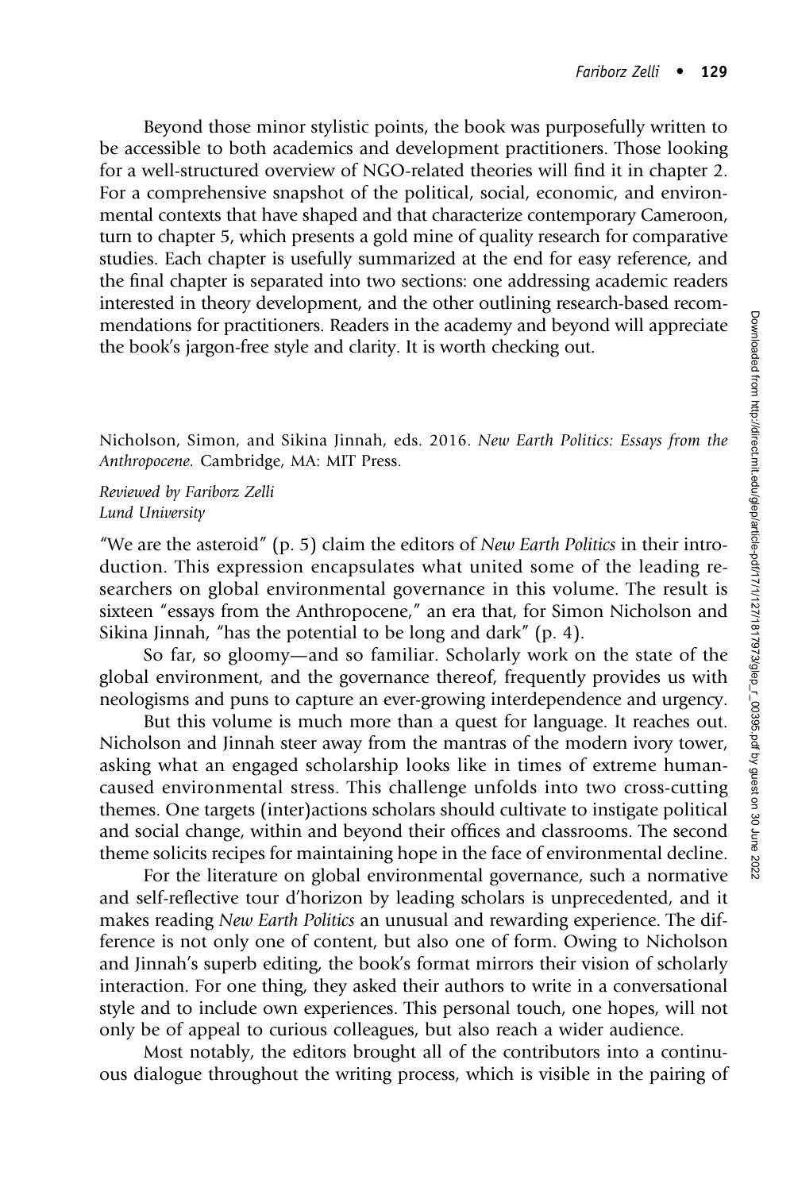Beyond those minor stylistic points, the book was purposefully written to be accessible to both academics and development practitioners. Those looking for a well-structured overview of NGO-related theories will find it in chapter 2. For a comprehensive snapshot of the political, social, economic, and environmental contexts that have shaped and that characterize contemporary Cameroon, turn to chapter 5, which presents a gold mine of quality research for comparative studies. Each chapter is usefully summarized at the end for easy reference, and the final chapter is separated into two sections: one addressing academic readers interested in theory development, and the other outlining research-based recommendations for practitioners. Readers in the academy and beyond will appreciate the book's jargon-free style and clarity. It is worth checking out.

Nicholson, Simon, and Sikina Jinnah, eds. 2016. *New Earth Politics: Essays from the Anthropocene.* Cambridge, MA: MIT Press.

*Reviewed by Fariborz Zelli*
*Lund University*

"We are the asteroid" (p. 5) claim the editors of *New Earth Politics* in their introduction. This expression encapsulates what united some of the leading researchers on global environmental governance in this volume. The result is sixteen "essays from the Anthropocene," an era that, for Simon Nicholson and Sikina Jinnah, "has the potential to be long and dark" (p. 4).

So far, so gloomy—and so familiar. Scholarly work on the state of the global environment, and the governance thereof, frequently provides us with neologisms and puns to capture an ever-growing interdependence and urgency.

But this volume is much more than a quest for language. It reaches out. Nicholson and Jinnah steer away from the mantras of the modern ivory tower, asking what an engaged scholarship looks like in times of extreme human-caused environmental stress. This challenge unfolds into two cross-cutting themes. One targets (inter)actions scholars should cultivate to instigate political and social change, within and beyond their offices and classrooms. The second theme solicits recipes for maintaining hope in the face of environmental decline.

For the literature on global environmental governance, such a normative and self-reflective tour d'horizon by leading scholars is unprecedented, and it makes reading *New Earth Politics* an unusual and rewarding experience. The difference is not only one of content, but also one of form. Owing to Nicholson and Jinnah's superb editing, the book's format mirrors their vision of scholarly interaction. For one thing, they asked their authors to write in a conversational style and to include own experiences. This personal touch, one hopes, will not only be of appeal to curious colleagues, but also reach a wider audience.

Most notably, the editors brought all of the contributors into a continuous dialogue throughout the writing process, which is visible in the pairing of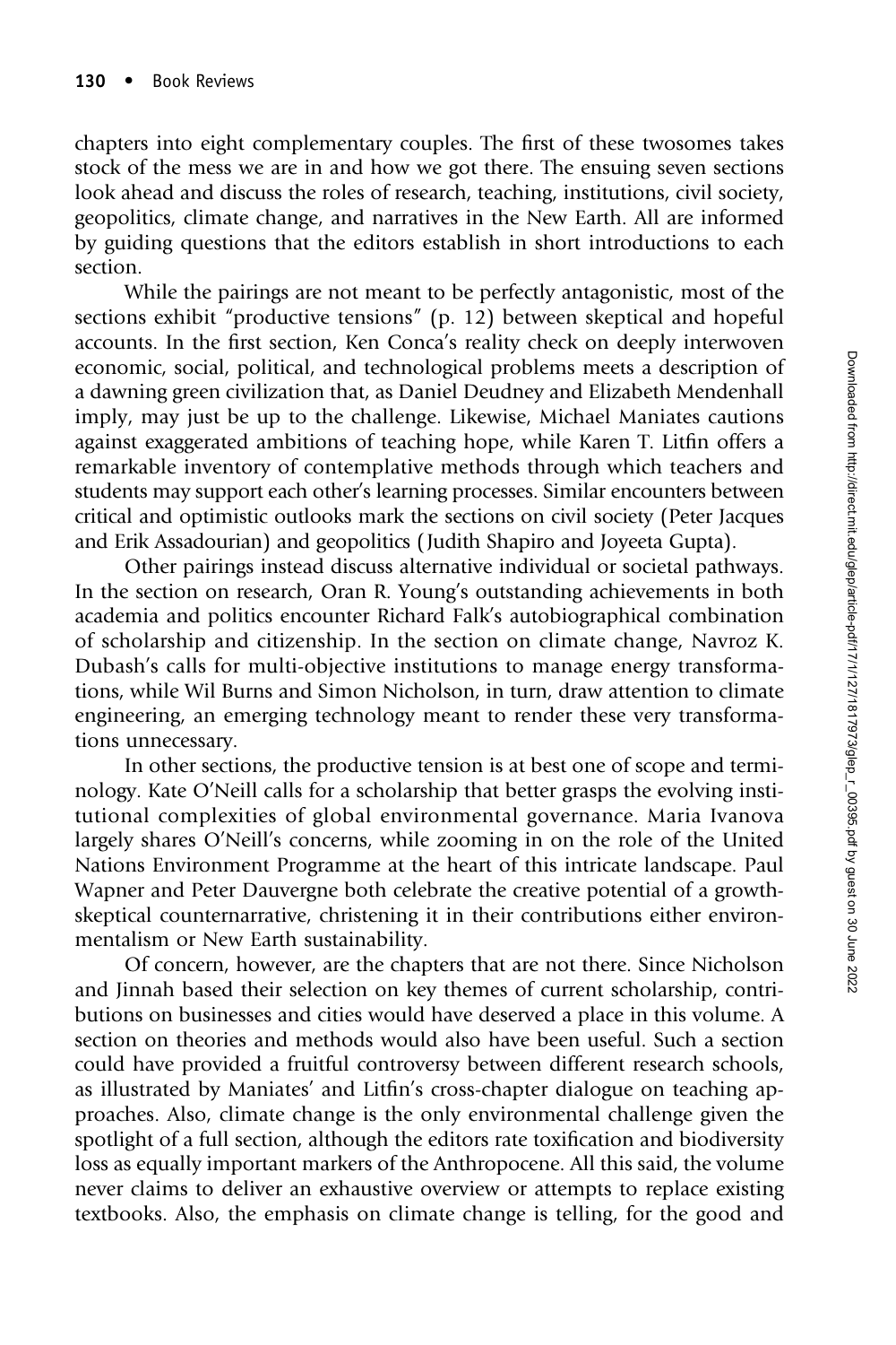chapters into eight complementary couples. The first of these twosomes takes stock of the mess we are in and how we got there. The ensuing seven sections look ahead and discuss the roles of research, teaching, institutions, civil society, geopolitics, climate change, and narratives in the New Earth. All are informed by guiding questions that the editors establish in short introductions to each section.

While the pairings are not meant to be perfectly antagonistic, most of the sections exhibit "productive tensions" (p. 12) between skeptical and hopeful accounts. In the first section, Ken Conca's reality check on deeply interwoven economic, social, political, and technological problems meets a description of a dawning green civilization that, as Daniel Deudney and Elizabeth Mendenhall imply, may just be up to the challenge. Likewise, Michael Maniates cautions against exaggerated ambitions of teaching hope, while Karen T. Litfin offers a remarkable inventory of contemplative methods through which teachers and students may support each other's learning processes. Similar encounters between critical and optimistic outlooks mark the sections on civil society (Peter Jacques and Erik Assadourian) and geopolitics (Judith Shapiro and Joyeeta Gupta).

Other pairings instead discuss alternative individual or societal pathways. In the section on research, Oran R. Young's outstanding achievements in both academia and politics encounter Richard Falk's autobiographical combination of scholarship and citizenship. In the section on climate change, Navroz K. Dubash's calls for multi-objective institutions to manage energy transformations, while Wil Burns and Simon Nicholson, in turn, draw attention to climate engineering, an emerging technology meant to render these very transformations unnecessary.

In other sections, the productive tension is at best one of scope and terminology. Kate O'Neill calls for a scholarship that better grasps the evolving institutional complexities of global environmental governance. Maria Ivanova largely shares O'Neill's concerns, while zooming in on the role of the United Nations Environment Programme at the heart of this intricate landscape. Paul Wapner and Peter Dauvergne both celebrate the creative potential of a growth-skeptical counternarrative, christening it in their contributions either environmentalism or New Earth sustainability.

Of concern, however, are the chapters that are not there. Since Nicholson and Jinnah based their selection on key themes of current scholarship, contributions on businesses and cities would have deserved a place in this volume. A section on theories and methods would also have been useful. Such a section could have provided a fruitful controversy between different research schools, as illustrated by Maniates' and Litfin's cross-chapter dialogue on teaching approaches. Also, climate change is the only environmental challenge given the spotlight of a full section, although the editors rate toxification and biodiversity loss as equally important markers of the Anthropocene. All this said, the volume never claims to deliver an exhaustive overview or attempts to replace existing textbooks. Also, the emphasis on climate change is telling, for the good and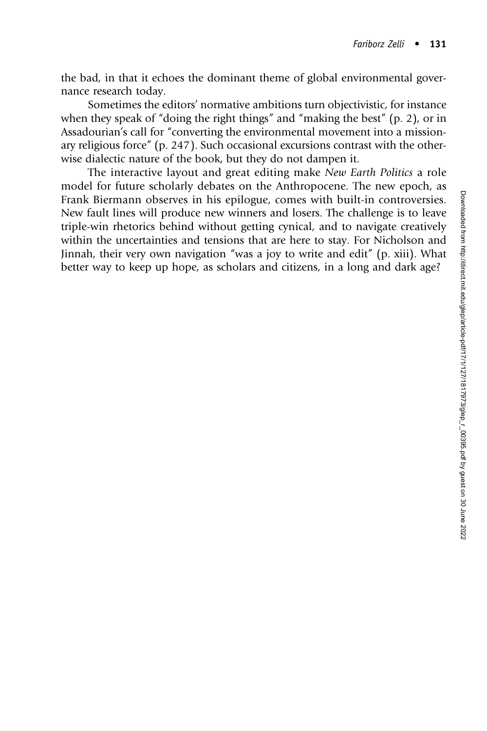the bad, in that it echoes the dominant theme of global environmental governance research today.

Sometimes the editors' normative ambitions turn objectivistic, for instance when they speak of "doing the right things" and "making the best" (p. 2), or in Assadourian's call for "converting the environmental movement into a missionary religious force" (p. 247). Such occasional excursions contrast with the otherwise dialectic nature of the book, but they do not dampen it.

The interactive layout and great editing make *New Earth Politics* a role model for future scholarly debates on the Anthropocene. The new epoch, as Frank Biermann observes in his epilogue, comes with built-in controversies. New fault lines will produce new winners and losers. The challenge is to leave triple-win rhetorics behind without getting cynical, and to navigate creatively within the uncertainties and tensions that are here to stay. For Nicholson and Jinnah, their very own navigation "was a joy to write and edit" (p. xiii). What better way to keep up hope, as scholars and citizens, in a long and dark age?